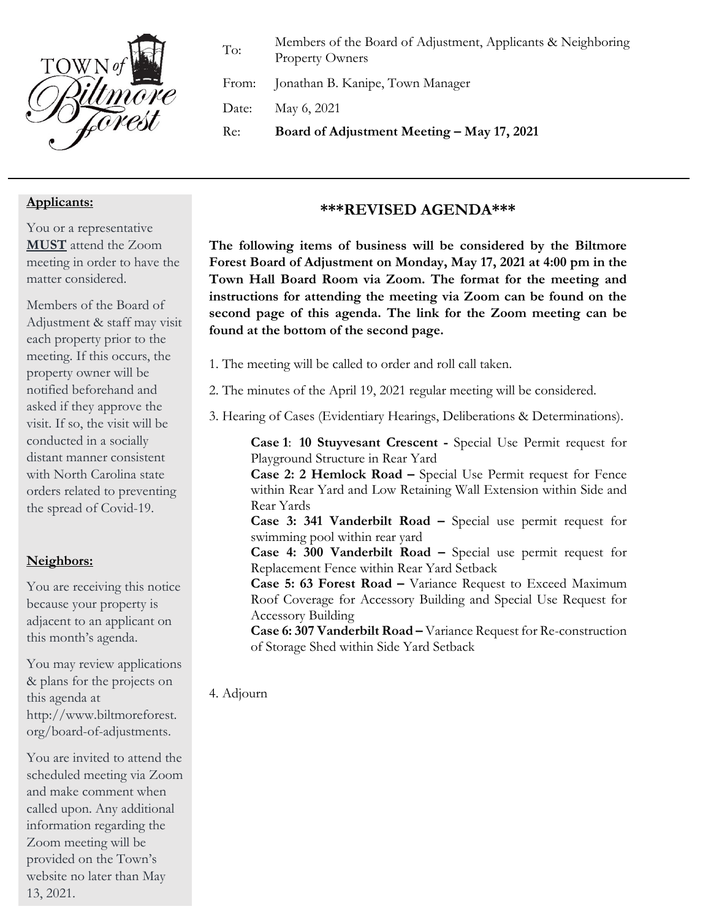TOWN of Biltmore Forest

| | |
|---|---|
| To: | Members of the Board of Adjustment, Applicants & Neighboring Property Owners |
| From: | Jonathan B. Kanipe, Town Manager |
| Date: | May 6, 2021 |
| Re: | **Board of Adjustment Meeting – May 17, 2021** |

## \*\*\*REVISED AGENDA\*\*\*

**The following items of business will be considered by the Biltmore Forest Board of Adjustment on Monday, May 17, 2021 at 4:00 pm in the Town Hall Board Room via Zoom. The format for the meeting and instructions for attending the meeting via Zoom can be found on the second page of this agenda. The link for the Zoom meeting can be found at the bottom of the second page.**

1. The meeting will be called to order and roll call taken.

2. The minutes of the April 19, 2021 regular meeting will be considered.

3. Hearing of Cases (Evidentiary Hearings, Deliberations & Determinations).

   **Case 1**: **10 Stuyvesant Crescent -** Special Use Permit request for Playground Structure in Rear Yard
   **Case 2: 2 Hemlock Road –** Special Use Permit request for Fence within Rear Yard and Low Retaining Wall Extension within Side and Rear Yards
   **Case 3: 341 Vanderbilt Road –** Special use permit request for swimming pool within rear yard
   **Case 4: 300 Vanderbilt Road –** Special use permit request for Replacement Fence within Rear Yard Setback
   **Case 5: 63 Forest Road –** Variance Request to Exceed Maximum Roof Coverage for Accessory Building and Special Use Request for Accessory Building
   **Case 6: 307 Vanderbilt Road –** Variance Request for Re-construction of Storage Shed within Side Yard Setback

4. Adjourn

**Applicants:**

You or a representative **MUST** attend the Zoom meeting in order to have the matter considered.

Members of the Board of Adjustment & staff may visit each property prior to the meeting. If this occurs, the property owner will be notified beforehand and asked if they approve the visit. If so, the visit will be conducted in a socially distant manner consistent with North Carolina state orders related to preventing the spread of Covid-19.

**Neighbors:**

You are receiving this notice because your property is adjacent to an applicant on this month's agenda.

You may review applications & plans for the projects on this agenda at http://www.biltmoreforest.org/board-of-adjustments.

You are invited to attend the scheduled meeting via Zoom and make comment when called upon. Any additional information regarding the Zoom meeting will be provided on the Town's website no later than May 13, 2021.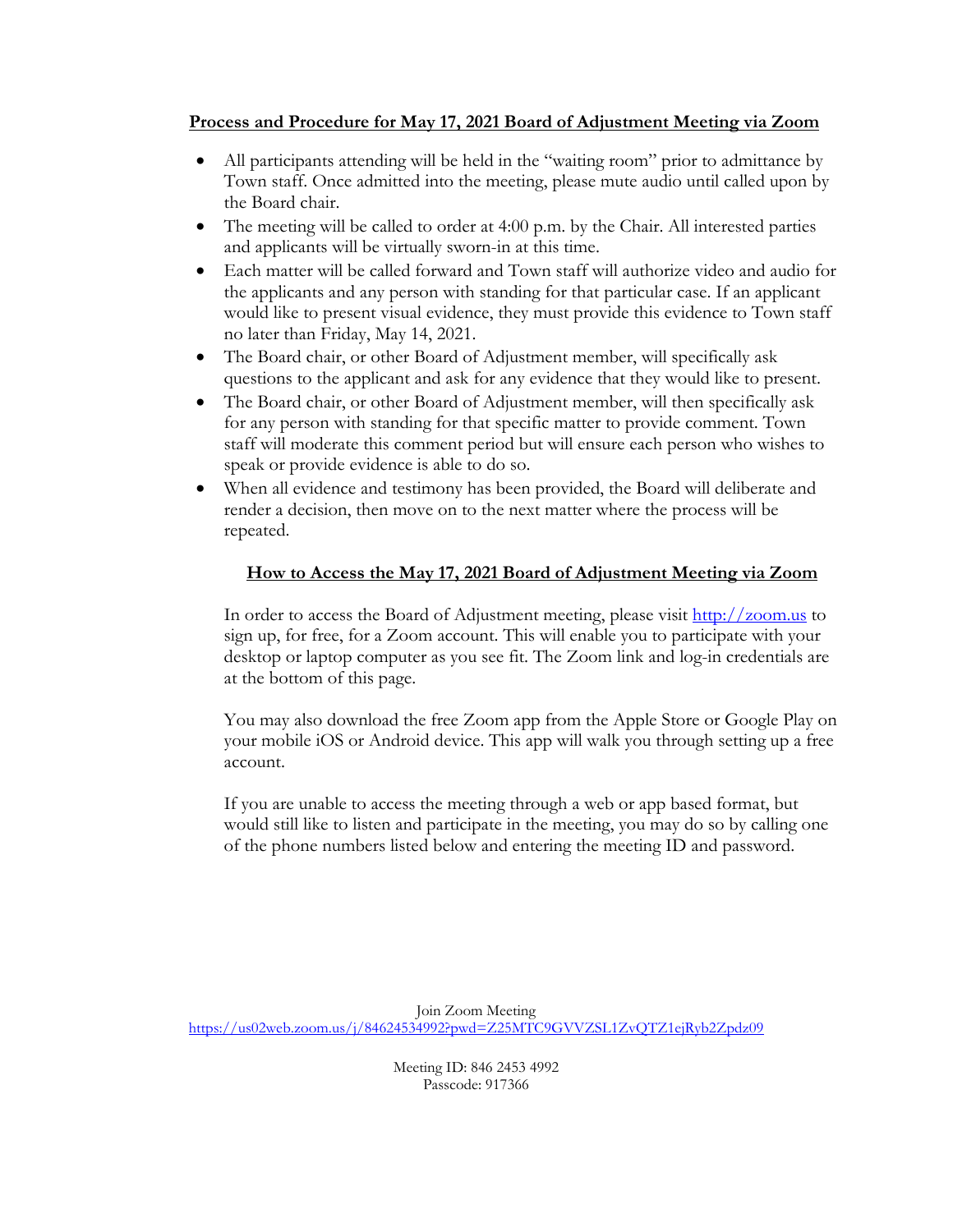## Process and Procedure for May 17, 2021 Board of Adjustment Meeting via Zoom

- All participants attending will be held in the "waiting room" prior to admittance by Town staff. Once admitted into the meeting, please mute audio until called upon by the Board chair.
- The meeting will be called to order at 4:00 p.m. by the Chair. All interested parties and applicants will be virtually sworn-in at this time.
- Each matter will be called forward and Town staff will authorize video and audio for the applicants and any person with standing for that particular case. If an applicant would like to present visual evidence, they must provide this evidence to Town staff no later than Friday, May 14, 2021.
- The Board chair, or other Board of Adjustment member, will specifically ask questions to the applicant and ask for any evidence that they would like to present.
- The Board chair, or other Board of Adjustment member, will then specifically ask for any person with standing for that specific matter to provide comment. Town staff will moderate this comment period but will ensure each person who wishes to speak or provide evidence is able to do so.
- When all evidence and testimony has been provided, the Board will deliberate and render a decision, then move on to the next matter where the process will be repeated.

## How to Access the May 17, 2021 Board of Adjustment Meeting via Zoom

In order to access the Board of Adjustment meeting, please visit http://zoom.us to sign up, for free, for a Zoom account. This will enable you to participate with your desktop or laptop computer as you see fit. The Zoom link and log-in credentials are at the bottom of this page.

You may also download the free Zoom app from the Apple Store or Google Play on your mobile iOS or Android device. This app will walk you through setting up a free account.

If you are unable to access the meeting through a web or app based format, but would still like to listen and participate in the meeting, you may do so by calling one of the phone numbers listed below and entering the meeting ID and password.

Join Zoom Meeting
https://us02web.zoom.us/j/84624534992?pwd=Z25MTC9GVVZSL1ZvQTZ1ejRyb2Zpdz09

Meeting ID: 846 2453 4992
Passcode: 917366